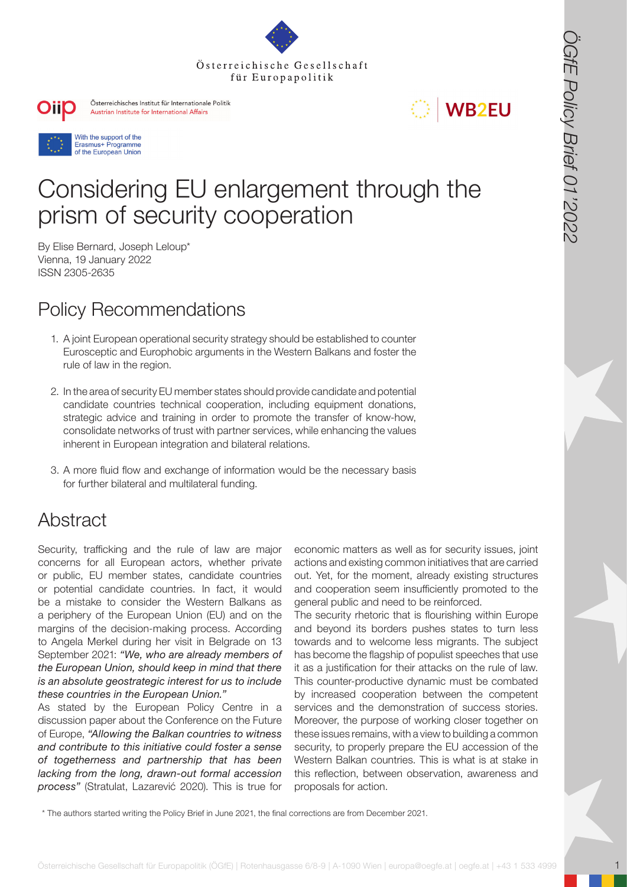Österreichische Gesellschaft für Europapolitik

Österreichisches Institut für Internationale Politik
Austrian Institute for International Affairs

WB2EU

With the support of the Erasmus+ Programme of the European Union

# Considering EU enlargement through the prism of security cooperation

By Elise Bernard, Joseph Leloup*
Vienna, 19 January 2022
ISSN 2305-2635

## Policy Recommendations

1. A joint European operational security strategy should be established to counter Eurosceptic and Europhobic arguments in the Western Balkans and foster the rule of law in the region.

2. In the area of security EU member states should provide candidate and potential candidate countries technical cooperation, including equipment donations, strategic advice and training in order to promote the transfer of know-how, consolidate networks of trust with partner services, while enhancing the values inherent in European integration and bilateral relations.

3. A more fluid flow and exchange of information would be the necessary basis for further bilateral and multilateral funding.

## Abstract

Security, trafficking and the rule of law are major concerns for all European actors, whether private or public, EU member states, candidate countries or potential candidate countries. In fact, it would be a mistake to consider the Western Balkans as a periphery of the European Union (EU) and on the margins of the decision-making process. According to Angela Merkel during her visit in Belgrade on 13 September 2021: *"We, who are already members of the European Union, should keep in mind that there is an absolute geostrategic interest for us to include these countries in the European Union."*

As stated by the European Policy Centre in a discussion paper about the Conference on the Future of Europe, *"Allowing the Balkan countries to witness and contribute to this initiative could foster a sense of togetherness and partnership that has been lacking from the long, drawn-out formal accession process"* (Stratulat, Lazarević 2020). This is true for economic matters as well as for security issues, joint actions and existing common initiatives that are carried out. Yet, for the moment, already existing structures and cooperation seem insufficiently promoted to the general public and need to be reinforced.

The security rhetoric that is flourishing within Europe and beyond its borders pushes states to turn less towards and to welcome less migrants. The subject has become the flagship of populist speeches that use it as a justification for their attacks on the rule of law. This counter-productive dynamic must be combated by increased cooperation between the competent services and the demonstration of success stories. Moreover, the purpose of working closer together on these issues remains, with a view to building a common security, to properly prepare the EU accession of the Western Balkan countries. This is what is at stake in this reflection, between observation, awareness and proposals for action.

\* The authors started writing the Policy Brief in June 2021, the final corrections are from December 2021.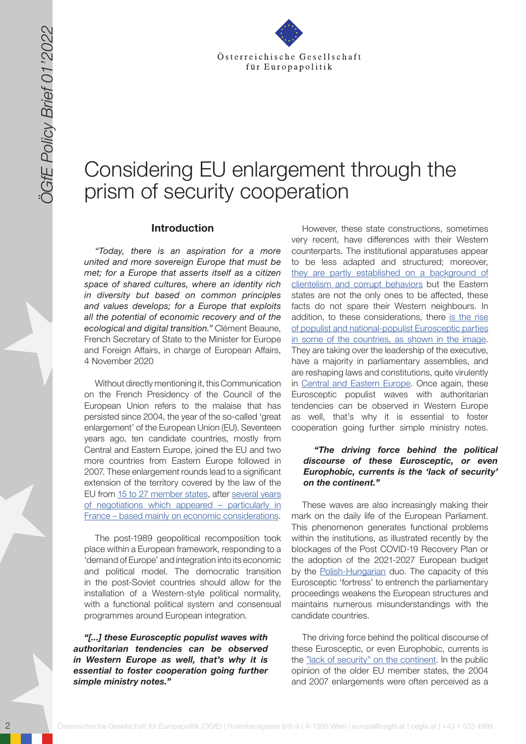// Considering EU enlargement through the prism of security cooperation

# Considering EU enlargement through the prism of security cooperation

## Introduction

*"Today, there is an aspiration for a more united and more sovereign Europe that must be met; for a Europe that asserts itself as a citizen space of shared cultures, where an identity rich in diversity but based on common principles and values develops; for a Europe that exploits all the potential of economic recovery and of the ecological and digital transition."* Clément Beaune, French Secretary of State to the Minister for Europe and Foreign Affairs, in charge of European Affairs, 4 November 2020

Without directly mentioning it, this Communication on the French Presidency of the Council of the European Union refers to the malaise that has persisted since 2004, the year of the so-called 'great enlargement' of the European Union (EU). Seventeen years ago, ten candidate countries, mostly from Central and Eastern Europe, joined the EU and two more countries from Eastern Europe followed in 2007. These enlargement rounds lead to a significant extension of the territory covered by the law of the EU from 15 to 27 member states, after several years of negotiations which appeared – particularly in France – based mainly on economic considerations.

The post-1989 geopolitical recomposition took place within a European framework, responding to a 'demand of Europe' and integration into its economic and political model. The democratic transition in the post-Soviet countries should allow for the installation of a Western-style political normality, with a functional political system and consensual programmes around European integration.

***"[...] these Eurosceptic populist waves with authoritarian tendencies can be observed in Western Europe as well, that's why it is essential to foster cooperation going further simple ministry notes."***

However, these state constructions, sometimes very recent, have differences with their Western counterparts. The institutional apparatuses appear to be less adapted and structured; moreover, they are partly established on a background of clientelism and corrupt behaviors but the Eastern states are not the only ones to be affected, these facts do not spare their Western neighbours. In addition, to these considerations, there is the rise of populist and national-populist Eurosceptic parties in some of the countries, as shown in the image. They are taking over the leadership of the executive, have a majority in parliamentary assemblies, and are reshaping laws and constitutions, quite virulently in Central and Eastern Europe. Once again, these Eurosceptic populist waves with authoritarian tendencies can be observed in Western Europe as well, that's why it is essential to foster cooperation going further simple ministry notes.

***"The driving force behind the political discourse of these Eurosceptic, or even Europhobic, currents is the 'lack of security' on the continent."***

These waves are also increasingly making their mark on the daily life of the European Parliament. This phenomenon generates functional problems within the institutions, as illustrated recently by the blockages of the Post COVID-19 Recovery Plan or the adoption of the 2021-2027 European budget by the Polish-Hungarian duo. The capacity of this Eurosceptic 'fortress' to entrench the parliamentary proceedings weakens the European structures and maintains numerous misunderstandings with the candidate countries.

The driving force behind the political discourse of these Eurosceptic, or even Europhobic, currents is the "lack of security" on the continent. In the public opinion of the older EU member states, the 2004 and 2007 enlargements were often perceived as a

# Considering EU enlargement through the prism of security cooperation

## Introduction

*"Today, there is an aspiration for a more united and more sovereign Europe that must be met; for a Europe that asserts itself as a citizen space of shared cultures, where an identity rich in diversity but based on common principles and values develops; for a Europe that exploits all the potential of economic recovery and of the ecological and digital transition."* Clément Beaune, French Secretary of State to the Minister for Europe and Foreign Affairs, in charge of European Affairs, 4 November 2020

Without directly mentioning it, this Communication on the French Presidency of the Council of the European Union refers to the malaise that has persisted since 2004, the year of the so-called 'great enlargement' of the European Union (EU). Seventeen years ago, ten candidate countries, mostly from Central and Eastern Europe, joined the EU and two more countries from Eastern Europe followed in 2007. These enlargement rounds lead to a significant extension of the territory covered by the law of the EU from 15 to 27 member states, after several years of negotiations which appeared – particularly in France – based mainly on economic considerations.

The post-1989 geopolitical recomposition took place within a European framework, responding to a 'demand of Europe' and integration into its economic and political model. The democratic transition in the post-Soviet countries should allow for the installation of a Western-style political normality, with a functional political system and consensual programmes around European integration.

***"[...] these Eurosceptic populist waves with authoritarian tendencies can be observed in Western Europe as well, that's why it is essential to foster cooperation going further simple ministry notes."***

However, these state constructions, sometimes very recent, have differences with their Western counterparts. The institutional apparatuses appear to be less adapted and structured; moreover, they are partly established on a background of clientelism and corrupt behaviors but the Eastern states are not the only ones to be affected, these facts do not spare their Western neighbours. In addition, to these considerations, there is the rise of populist and national-populist Eurosceptic parties in some of the countries, as shown in the image. They are taking over the leadership of the executive, have a majority in parliamentary assemblies, and are reshaping laws and constitutions, quite virulently in Central and Eastern Europe. Once again, these Eurosceptic populist waves with authoritarian tendencies can be observed in Western Europe as well, that's why it is essential to foster cooperation going further simple ministry notes.

***"The driving force behind the political discourse of these Eurosceptic, or even Europhobic, currents is the 'lack of security' on the continent."***

These waves are also increasingly making their mark on the daily life of the European Parliament. This phenomenon generates functional problems within the institutions, as illustrated recently by the blockages of the Post COVID-19 Recovery Plan or the adoption of the 2021-2027 European budget by the Polish-Hungarian duo. The capacity of this Eurosceptic 'fortress' to entrench the parliamentary proceedings weakens the European structures and maintains numerous misunderstandings with the candidate countries.

The driving force behind the political discourse of these Eurosceptic, or even Europhobic, currents is the "lack of security" on the continent. In the public opinion of the older EU member states, the 2004 and 2007 enlargements were often perceived as a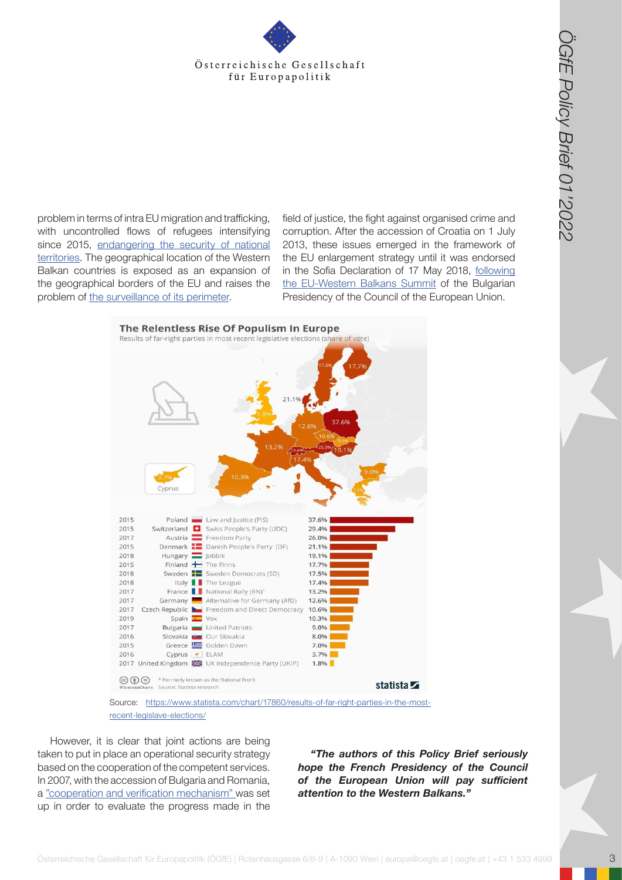problem in terms of intra EU migration and trafficking, with uncontrolled flows of refugees intensifying since 2015, [endangering the security of national territories](). The geographical location of the Western Balkan countries is exposed as an expansion of the geographical borders of the EU and raises the problem of [the surveillance of its perimeter]().

However, it is clear that joint actions are being taken to put in place an operational security strategy based on the cooperation of the competent services. In 2007, with the accession of Bulgaria and Romania, a ["cooperation and verification mechanism"]() was set up in order to evaluate the progress made in the field of justice, the fight against organised crime and corruption. After the accession of Croatia on 1 July 2013, these issues emerged in the framework of the EU enlargement strategy until it was endorsed in the Sofia Declaration of 17 May 2018, [following the EU-Western Balkans Summit]() of the Bulgarian Presidency of the Council of the European Union.

**The Relentless Rise Of Populism In Europe**

Results of far-right parties in most recent legislative elections (share of vote)

| Year | Country | Party | Share of vote |
|---|---|---|---|
| 2015 | Poland | Law and Justice (PiS) | 37.6% |
| 2015 | Switzerland | Swiss People's Party (UDC) | 29.4% |
| 2017 | Austria | Freedom Party | 26.0% |
| 2015 | Denmark | Danish People's Party (DF) | 21.1% |
| 2018 | Hungary | Jobbik | 19.1% |
| 2015 | Finland | The Finns | 17.7% |
| 2018 | Sweden | Sweden Democrats (SD) | 17.5% |
| 2018 | Italy | The League | 17.4% |
| 2017 | France | National Rally (RN)* | 13.2% |
| 2017 | Germany | Alternative for Germany (AfD) | 12.6% |
| 2017 | Czech Republic | Freedom and Direct Democracy | 10.6% |
| 2019 | Spain | Vox | 10.3% |
| 2017 | Bulgaria | United Patriots | 9.0% |
| 2016 | Slovakia | Our Slovakia | 8.0% |
| 2015 | Greece | Golden Dawn | 7.0% |
| 2016 | Cyprus | ELAM | 3.7% |
| 2017 | United Kingdom | UK Independence Party (UKIP) | 1.8% |

\* Formerly known as the National Front

Source: Statista research

Source: [https://www.statista.com/chart/17860/results-of-far-right-parties-in-the-most-recent-legislave-elections/](https://www.statista.com/chart/17860/results-of-far-right-parties-in-the-most-recent-legislave-elections/)

***"The authors of this Policy Brief seriously hope the French Presidency of the Council of the European Union will pay sufficient attention to the Western Balkans."***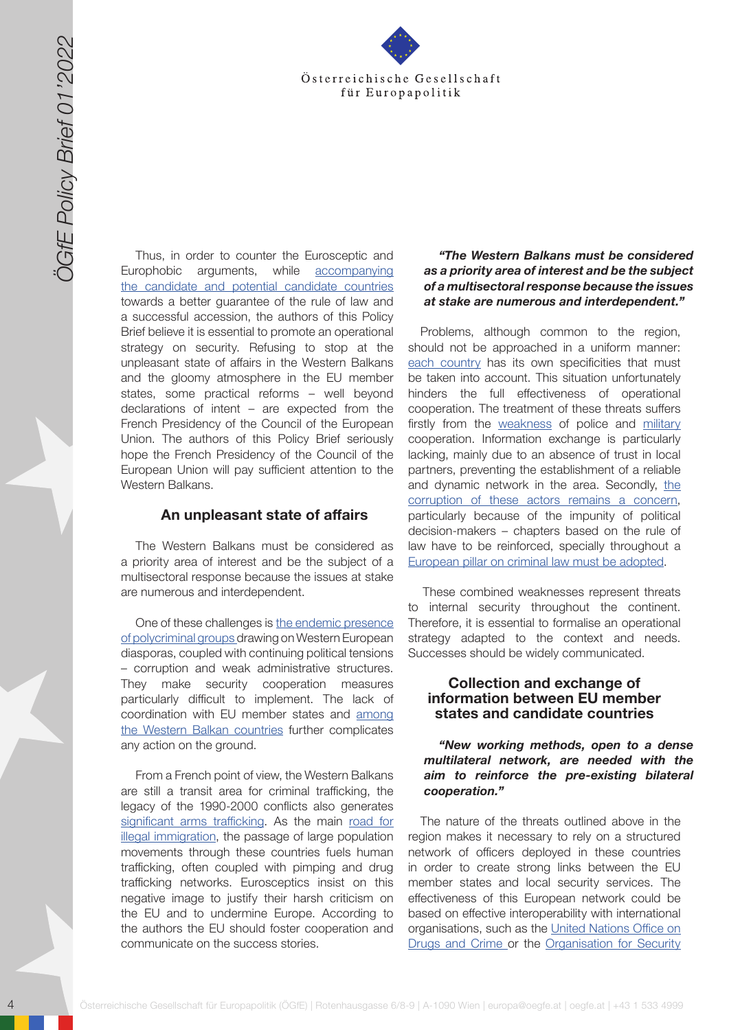Thus, in order to counter the Eurosceptic and Europhobic arguments, while accompanying the candidate and potential candidate countries towards a better guarantee of the rule of law and a successful accession, the authors of this Policy Brief believe it is essential to promote an operational strategy on security. Refusing to stop at the unpleasant state of affairs in the Western Balkans and the gloomy atmosphere in the EU member states, some practical reforms – well beyond declarations of intent – are expected from the French Presidency of the Council of the European Union. The authors of this Policy Brief seriously hope the French Presidency of the Council of the European Union will pay sufficient attention to the Western Balkans.

## An unpleasant state of affairs

The Western Balkans must be considered as a priority area of interest and be the subject of a multisectoral response because the issues at stake are numerous and interdependent.

One of these challenges is the endemic presence of polycriminal groups drawing on Western European diasporas, coupled with continuing political tensions – corruption and weak administrative structures. They make security cooperation measures particularly difficult to implement. The lack of coordination with EU member states and among the Western Balkan countries further complicates any action on the ground.

From a French point of view, the Western Balkans are still a transit area for criminal trafficking, the legacy of the 1990-2000 conflicts also generates significant arms trafficking. As the main road for illegal immigration, the passage of large population movements through these countries fuels human trafficking, often coupled with pimping and drug trafficking networks. Eurosceptics insist on this negative image to justify their harsh criticism on the EU and to undermine Europe. According to the authors the EU should foster cooperation and communicate on the success stories.

***"The Western Balkans must be considered as a priority area of interest and be the subject of a multisectoral response because the issues at stake are numerous and interdependent."***

Problems, although common to the region, should not be approached in a uniform manner: each country has its own specificities that must be taken into account. This situation unfortunately hinders the full effectiveness of operational cooperation. The treatment of these threats suffers firstly from the weakness of police and military cooperation. Information exchange is particularly lacking, mainly due to an absence of trust in local partners, preventing the establishment of a reliable and dynamic network in the area. Secondly, the corruption of these actors remains a concern, particularly because of the impunity of political decision-makers – chapters based on the rule of law have to be reinforced, specially throughout a European pillar on criminal law must be adopted.

These combined weaknesses represent threats to internal security throughout the continent. Therefore, it is essential to formalise an operational strategy adapted to the context and needs. Successes should be widely communicated.

## Collection and exchange of information between EU member states and candidate countries

***"New working methods, open to a dense multilateral network, are needed with the aim to reinforce the pre-existing bilateral cooperation."***

The nature of the threats outlined above in the region makes it necessary to rely on a structured network of officers deployed in these countries in order to create strong links between the EU member states and local security services. The effectiveness of this European network could be based on effective interoperability with international organisations, such as the United Nations Office on Drugs and Crime or the Organisation for Security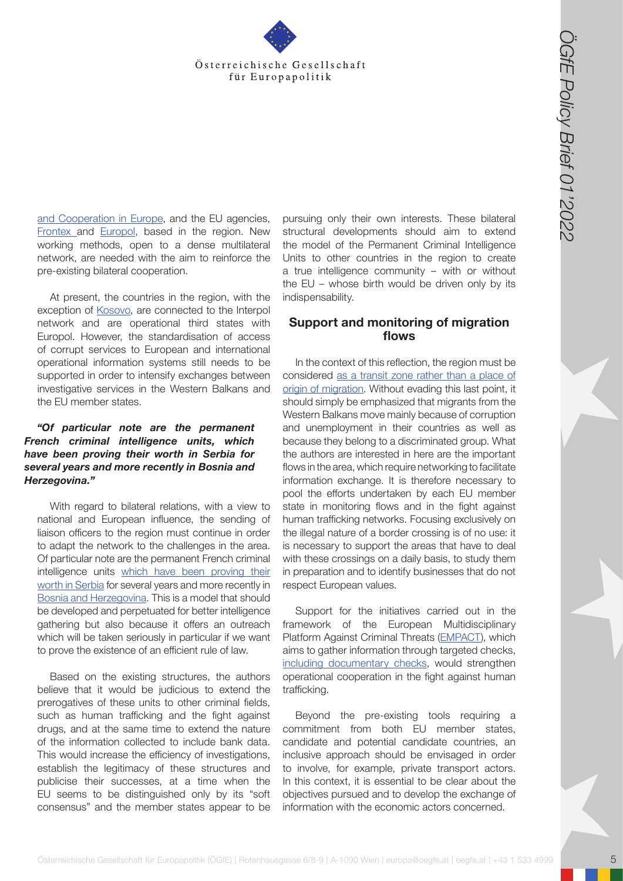and Cooperation in Europe, and the EU agencies, Frontex and Europol, based in the region. New working methods, open to a dense multilateral network, are needed with the aim to reinforce the pre-existing bilateral cooperation.

At present, the countries in the region, with the exception of Kosovo, are connected to the Interpol network and are operational third states with Europol. However, the standardisation of access of corrupt services to European and international operational information systems still needs to be supported in order to intensify exchanges between investigative services in the Western Balkans and the EU member states.

***"Of particular note are the permanent French criminal intelligence units, which have been proving their worth in Serbia for several years and more recently in Bosnia and Herzegovina."***

With regard to bilateral relations, with a view to national and European influence, the sending of liaison officers to the region must continue in order to adapt the network to the challenges in the area. Of particular note are the permanent French criminal intelligence units which have been proving their worth in Serbia for several years and more recently in Bosnia and Herzegovina. This is a model that should be developed and perpetuated for better intelligence gathering but also because it offers an outreach which will be taken seriously in particular if we want to prove the existence of an efficient rule of law.

Based on the existing structures, the authors believe that it would be judicious to extend the prerogatives of these units to other criminal fields, such as human trafficking and the fight against drugs, and at the same time to extend the nature of the information collected to include bank data. This would increase the efficiency of investigations, establish the legitimacy of these structures and publicise their successes, at a time when the EU seems to be distinguished only by its "soft consensus" and the member states appear to be pursuing only their own interests. These bilateral structural developments should aim to extend the model of the Permanent Criminal Intelligence Units to other countries in the region to create a true intelligence community – with or without the EU – whose birth would be driven only by its indispensability.

## Support and monitoring of migration flows

In the context of this reflection, the region must be considered as a transit zone rather than a place of origin of migration. Without evading this last point, it should simply be emphasized that migrants from the Western Balkans move mainly because of corruption and unemployment in their countries as well as because they belong to a discriminated group. What the authors are interested in here are the important flows in the area, which require networking to facilitate information exchange. It is therefore necessary to pool the efforts undertaken by each EU member state in monitoring flows and in the fight against human trafficking networks. Focusing exclusively on the illegal nature of a border crossing is of no use: it is necessary to support the areas that have to deal with these crossings on a daily basis, to study them in preparation and to identify businesses that do not respect European values.

Support for the initiatives carried out in the framework of the European Multidisciplinary Platform Against Criminal Threats (EMPACT), which aims to gather information through targeted checks, including documentary checks, would strengthen operational cooperation in the fight against human trafficking.

Beyond the pre-existing tools requiring a commitment from both EU member states, candidate and potential candidate countries, an inclusive approach should be envisaged in order to involve, for example, private transport actors. In this context, it is essential to be clear about the objectives pursued and to develop the exchange of information with the economic actors concerned.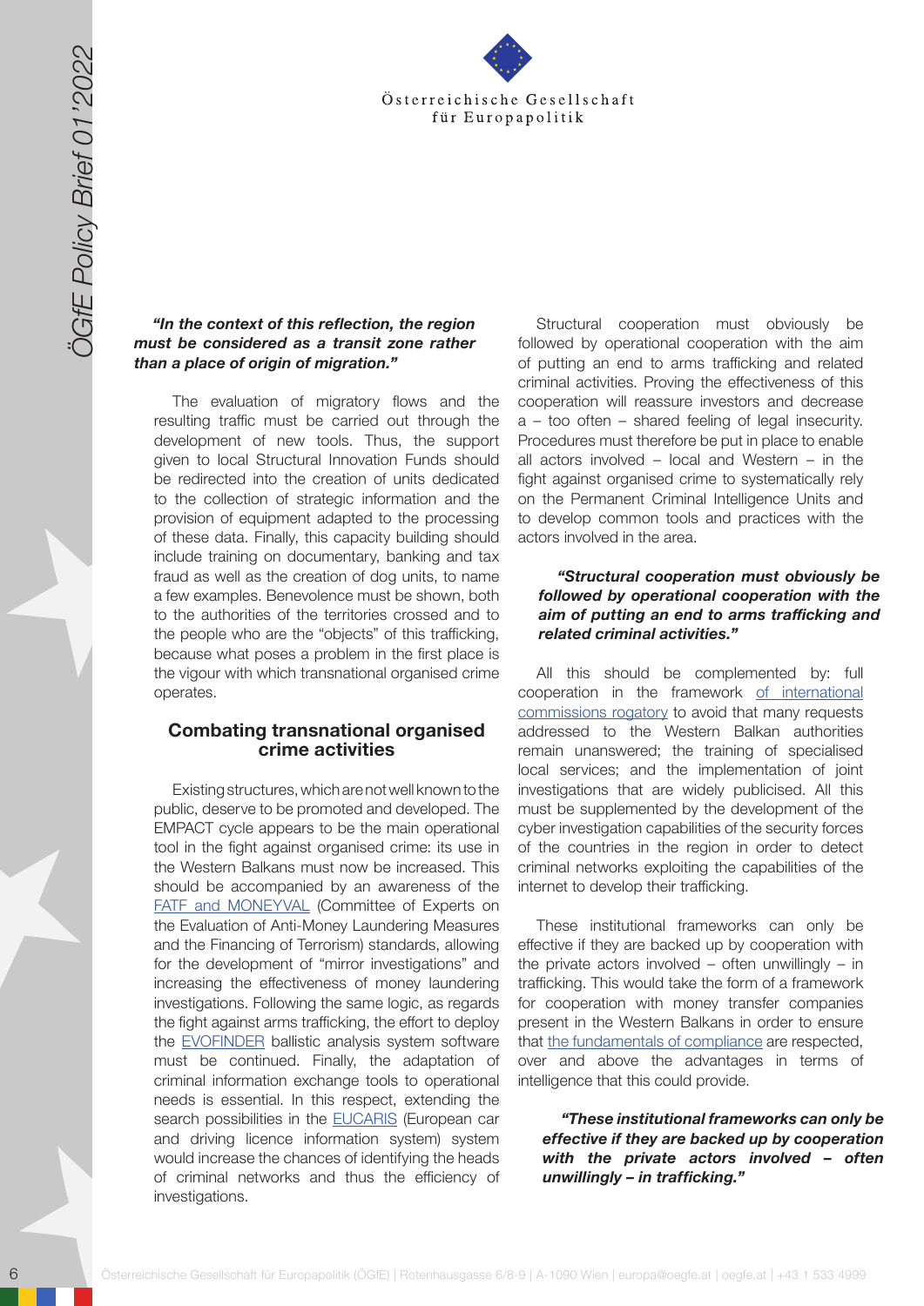***"In the context of this reflection, the region must be considered as a transit zone rather than a place of origin of migration."***

The evaluation of migratory flows and the resulting traffic must be carried out through the development of new tools. Thus, the support given to local Structural Innovation Funds should be redirected into the creation of units dedicated to the collection of strategic information and the provision of equipment adapted to the processing of these data. Finally, this capacity building should include training on documentary, banking and tax fraud as well as the creation of dog units, to name a few examples. Benevolence must be shown, both to the authorities of the territories crossed and to the people who are the "objects" of this trafficking, because what poses a problem in the first place is the vigour with which transnational organised crime operates.

## Combating transnational organised crime activities

Existing structures, which are not well known to the public, deserve to be promoted and developed. The EMPACT cycle appears to be the main operational tool in the fight against organised crime: its use in the Western Balkans must now be increased. This should be accompanied by an awareness of the FATF and MONEYVAL (Committee of Experts on the Evaluation of Anti-Money Laundering Measures and the Financing of Terrorism) standards, allowing for the development of "mirror investigations" and increasing the effectiveness of money laundering investigations. Following the same logic, as regards the fight against arms trafficking, the effort to deploy the EVOFINDER ballistic analysis system software must be continued. Finally, the adaptation of criminal information exchange tools to operational needs is essential. In this respect, extending the search possibilities in the EUCARIS (European car and driving licence information system) system would increase the chances of identifying the heads of criminal networks and thus the efficiency of investigations.

Structural cooperation must obviously be followed by operational cooperation with the aim of putting an end to arms trafficking and related criminal activities. Proving the effectiveness of this cooperation will reassure investors and decrease a – too often – shared feeling of legal insecurity. Procedures must therefore be put in place to enable all actors involved – local and Western – in the fight against organised crime to systematically rely on the Permanent Criminal Intelligence Units and to develop common tools and practices with the actors involved in the area.

***"Structural cooperation must obviously be followed by operational cooperation with the aim of putting an end to arms trafficking and related criminal activities."***

All this should be complemented by: full cooperation in the framework of international commissions rogatory to avoid that many requests addressed to the Western Balkan authorities remain unanswered; the training of specialised local services; and the implementation of joint investigations that are widely publicised. All this must be supplemented by the development of the cyber investigation capabilities of the security forces of the countries in the region in order to detect criminal networks exploiting the capabilities of the internet to develop their trafficking.

These institutional frameworks can only be effective if they are backed up by cooperation with the private actors involved – often unwillingly – in trafficking. This would take the form of a framework for cooperation with money transfer companies present in the Western Balkans in order to ensure that the fundamentals of compliance are respected, over and above the advantages in terms of intelligence that this could provide.

***"These institutional frameworks can only be effective if they are backed up by cooperation with the private actors involved – often unwillingly – in trafficking."***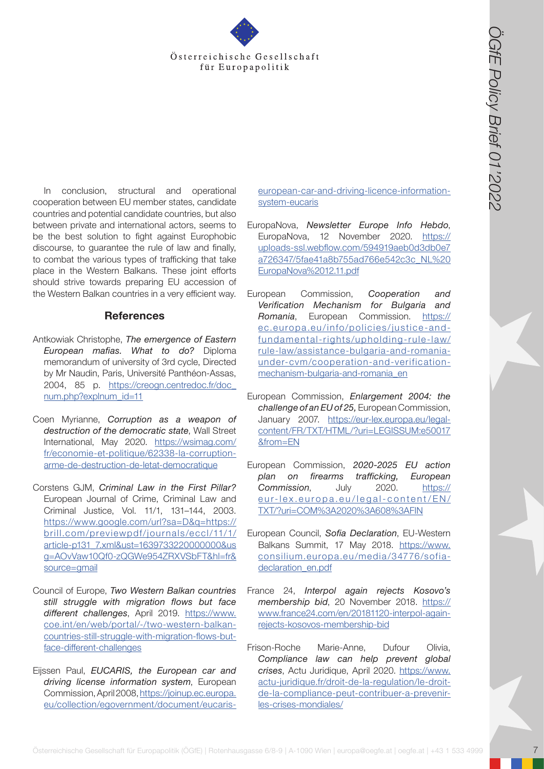In conclusion, structural and operational cooperation between EU member states, candidate countries and potential candidate countries, but also between private and international actors, seems to be the best solution to fight against Europhobic discourse, to guarantee the rule of law and finally, to combat the various types of trafficking that take place in the Western Balkans. These joint efforts should strive towards preparing EU accession of the Western Balkan countries in a very efficient way.

## References

Antkowiak Christophe, *The emergence of Eastern European mafias. What to do?* Diploma memorandum of university of 3rd cycle, Directed by Mr Naudin, Paris, Université Panthéon-Assas, 2004, 85 p. https://creogn.centredoc.fr/doc_num.php?explnum_id=11

Coen Myrianne, *Corruption as a weapon of destruction of the democratic state*, Wall Street International, May 2020. https://wsimag.com/fr/economie-et-politique/62338-la-corruption-arme-de-destruction-de-letat-democratique

Corstens GJM, *Criminal Law in the First Pillar?* European Journal of Crime, Criminal Law and Criminal Justice, Vol. 11/1, 131–144, 2003. https://www.google.com/url?sa=D&q=https://brill.com/previewpdf/journals/eccl/11/1/article-p131_7.xml&ust=1639733220000000&usg=AOvVaw10Qf0-zQGWe954ZRXVSbFT&hl=fr&source=gmail

Council of Europe, *Two Western Balkan countries still struggle with migration flows but face different challenges*, April 2019. https://www.coe.int/en/web/portal/-/two-western-balkan-countries-still-struggle-with-migration-flows-but-face-different-challenges

Eijssen Paul, *EUCARIS, the European car and driving license information system*, European Commission, April 2008, https://joinup.ec.europa.eu/collection/egovernment/document/eucaris-european-car-and-driving-licence-information-system-eucaris

EuropaNova, *Newsletter Europe Info Hebdo*, EuropaNova, 12 November 2020. https://uploads-ssl.webflow.com/594919aeb0d3db0e7a726347/5fae41a8b755ad766e542c3c_NL%20EuropaNova%2012.11.pdf

European Commission, *Cooperation and Verification Mechanism for Bulgaria and Romania*, European Commission. https://ec.europa.eu/info/policies/justice-and-fundamental-rights/upholding-rule-law/rule-law/assistance-bulgaria-and-romania-under-cvm/cooperation-and-verification-mechanism-bulgaria-and-romania_en

European Commission, *Enlargement 2004: the challenge of an EU of 25,* European Commission, January 2007. https://eur-lex.europa.eu/legal-content/FR/TXT/HTML/?uri=LEGISSUM:e50017&from=EN

European Commission, *2020-2025 EU action plan on firearms trafficking, European Commission*, July 2020. https://eur-lex.europa.eu/legal-content/EN/TXT/?uri=COM%3A2020%3A608%3AFIN

European Council, *Sofia Declaration*, EU-Western Balkans Summit, 17 May 2018. https://www.consilium.europa.eu/media/34776/sofia-declaration_en.pdf

France 24, *Interpol again rejects Kosovo's membership bid*, 20 November 2018. https://www.france24.com/en/20181120-interpol-again-rejects-kosovos-membership-bid

Frison-Roche Marie-Anne, Dufour Olivia, *Compliance law can help prevent global crises*, Actu Juridique, April 2020. https://www.actu-juridique.fr/droit-de-la-regulation/le-droit-de-la-compliance-peut-contribuer-a-prevenir-les-crises-mondiales/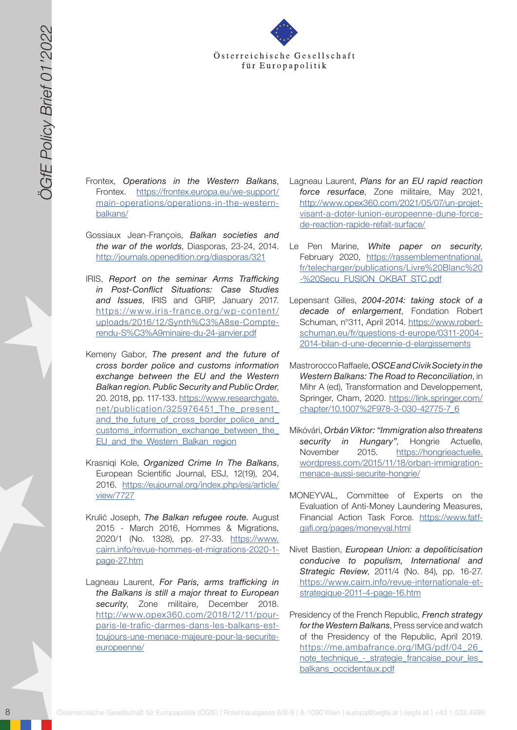Frontex, *Operations in the Western Balkans*, Frontex. https://frontex.europa.eu/we-support/main-operations/operations-in-the-western-balkans/

Gossiaux Jean-François, *Balkan societies and the war of the worlds*, Diasporas, 23-24, 2014. http://journals.openedition.org/diasporas/321

IRIS, *Report on the seminar Arms Trafficking in Post-Conflict Situations: Case Studies and Issues*, IRIS and GRIP, January 2017. https://www.iris-france.org/wp-content/uploads/2016/12/Synth%C3%A8se-Compte-rendu-S%C3%A9minaire-du-24-janvier.pdf

Kemeny Gabor, *The present and the future of cross border police and customs information exchange between the EU and the Western Balkan region. Public Security and Public Order*, 20. 2018, pp. 117-133. https://www.researchgate.net/publication/325976451_The_present_and_the_future_of_cross_border_police_and_customs_information_exchange_between_the_EU_and_the_Western_Balkan_region

Krasniqi Kole, *Organized Crime In The Balkans*, European Scientific Journal, ESJ, 12(19), 204, 2016. https://eujournal.org/index.php/esj/article/view/7727

Krulić Joseph, *The Balkan refugee route.* August 2015 - March 2016, Hommes & Migrations, 2020/1 (No. 1328), pp. 27-33. https://www.cairn.info/revue-hommes-et-migrations-2020-1-page-27.htm

Lagneau Laurent, *For Paris, arms trafficking in the Balkans is still a major threat to European security*, Zone militaire, December 2018. http://www.opex360.com/2018/12/11/pour-paris-le-trafic-darmes-dans-les-balkans-est-toujours-une-menace-majeure-pour-la-securite-europeenne/

Lagneau Laurent, *Plans for an EU rapid reaction force resurface*, Zone militaire, May 2021, http://www.opex360.com/2021/05/07/un-projet-visant-a-doter-lunion-europeenne-dune-force-de-reaction-rapide-refait-surface/

Le Pen Marine, *White paper on security*, February 2020, https://rassemblementnational.fr/telecharger/publications/Livre%20Blanc%20-%20Secu_FUSION_OKBAT_STC.pdf

Lepensant Gilles, *2004-2014: taking stock of a decade of enlargement*, Fondation Robert Schuman, n°311, April 2014. https://www.robert-schuman.eu/fr/questions-d-europe/0311-2004-2014-bilan-d-une-decennie-d-elargissements

Mastrorocco Raffaele, *OSCE and Civik Society in the Western Balkans: The Road to Reconciliation*, in Mihr A (ed), Transformation and Developpement, Springer, Cham, 2020. https://link.springer.com/chapter/10.1007%2F978-3-030-42775-7_6

Mikóvári, *Orbán Viktor: "Immigration also threatens security in Hungary"*, Hongrie Actuelle, November 2015. https://hongrieactuelle.wordpress.com/2015/11/18/orban-immigration-menace-aussi-securite-hongrie/

MONEYVAL, Committee of Experts on the Evaluation of Anti-Money Laundering Measures, Financial Action Task Force. https://www.fatf-gafi.org/pages/moneyval.html

Nivet Bastien, *European Union: a depoliticisation conducive to populism, International and Strategic Review*, 2011/4 (No. 84), pp. 16-27. https://www.cairn.info/revue-internationale-et-strategique-2011-4-page-16.htm

Presidency of the French Republic, *French strategy for the Western Balkans*, Press service and watch of the Presidency of the Republic, April 2019. https://me.ambafrance.org/IMG/pdf/04_26_note_technique_-_strategie_francaise_pour_les_balkans_occidentaux.pdf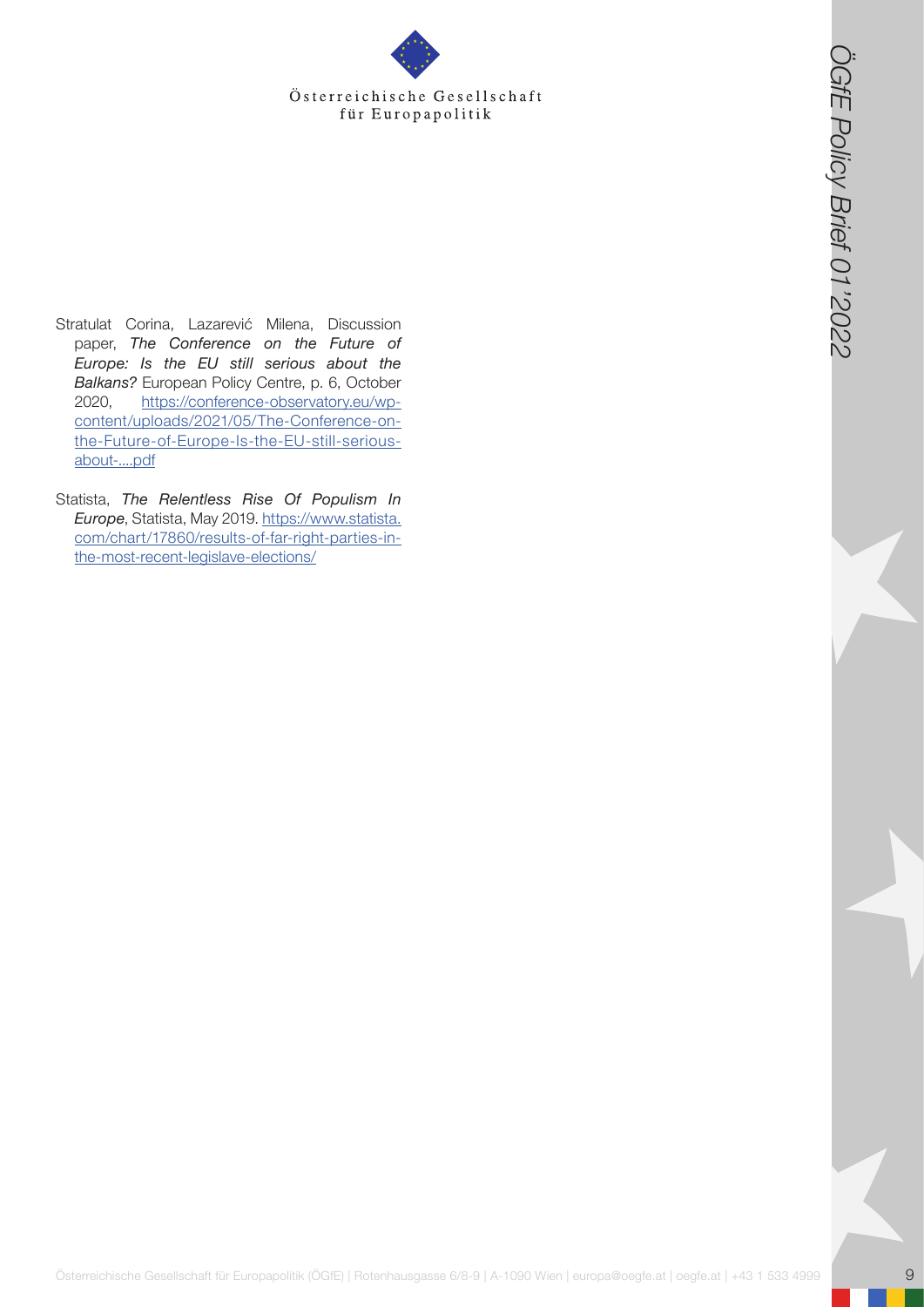Stratulat Corina, Lazarević Milena, Discussion paper, *The Conference on the Future of Europe: Is the EU still serious about the Balkans?* European Policy Centre, p. 6, October 2020, https://conference-observatory.eu/wp-content/uploads/2021/05/The-Conference-on-the-Future-of-Europe-Is-the-EU-still-serious-about-....pdf

Statista, *The Relentless Rise Of Populism In Europe*, Statista, May 2019. https://www.statista.com/chart/17860/results-of-far-right-parties-in-the-most-recent-legislave-elections/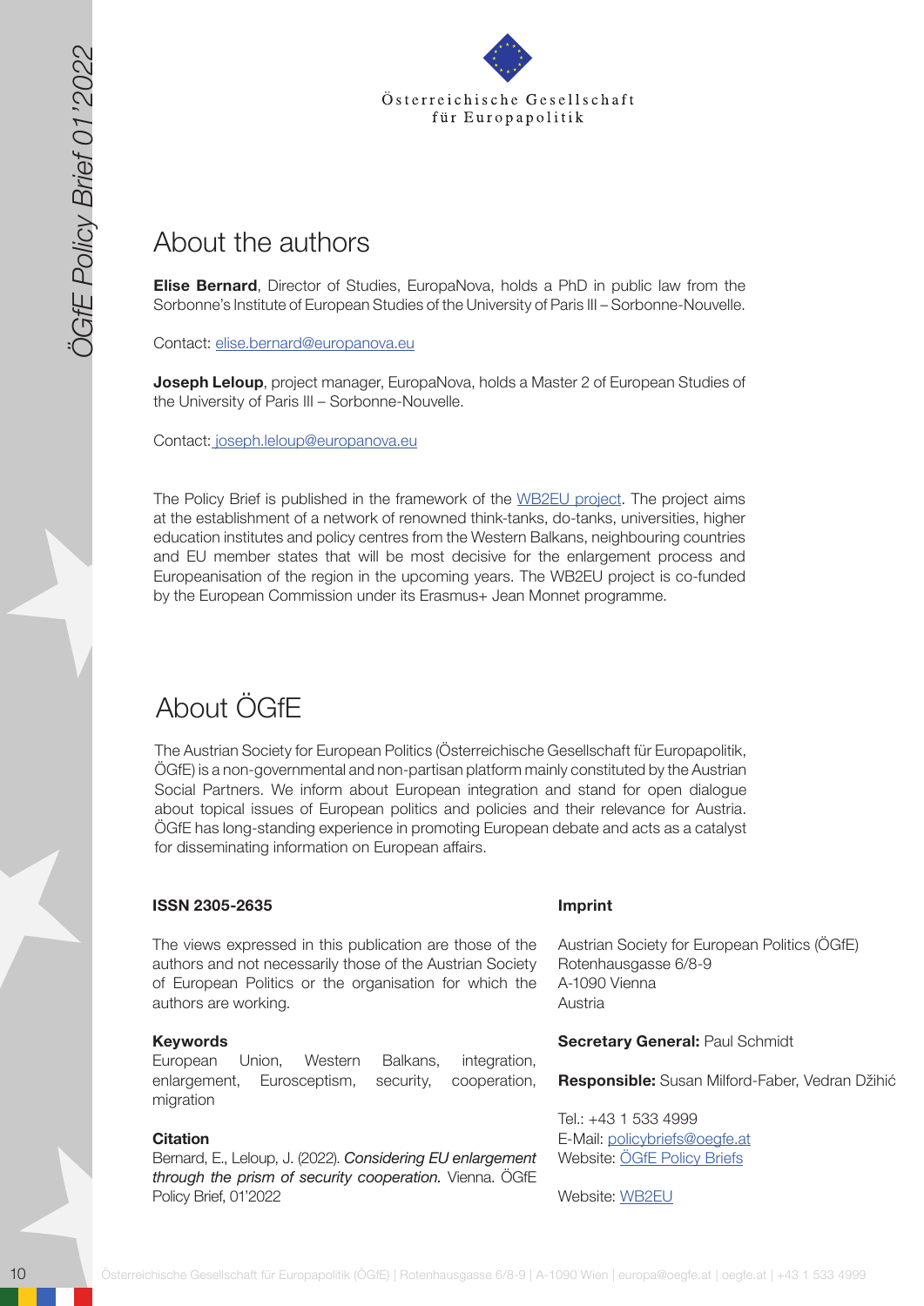Österreichische Gesellschaft für Europapolitik

## About the authors

**Elise Bernard**, Director of Studies, EuropaNova, holds a PhD in public law from the Sorbonne's Institute of European Studies of the University of Paris III – Sorbonne-Nouvelle.

Contact: elise.bernard@europanova.eu

**Joseph Leloup**, project manager, EuropaNova, holds a Master 2 of European Studies of the University of Paris III – Sorbonne-Nouvelle.

Contact: joseph.leloup@europanova.eu

The Policy Brief is published in the framework of the WB2EU project. The project aims at the establishment of a network of renowned think-tanks, do-tanks, universities, higher education institutes and policy centres from the Western Balkans, neighbouring countries and EU member states that will be most decisive for the enlargement process and Europeanisation of the region in the upcoming years. The WB2EU project is co-funded by the European Commission under its Erasmus+ Jean Monnet programme.

## About ÖGfE

The Austrian Society for European Politics (Österreichische Gesellschaft für Europapolitik, ÖGfE) is a non-governmental and non-partisan platform mainly constituted by the Austrian Social Partners. We inform about European integration and stand for open dialogue about topical issues of European politics and policies and their relevance for Austria. ÖGfE has long-standing experience in promoting European debate and acts as a catalyst for disseminating information on European affairs.

**ISSN 2305-2635**

The views expressed in this publication are those of the authors and not necessarily those of the Austrian Society of European Politics or the organisation for which the authors are working.

**Keywords**
European Union, Western Balkans, integration, enlargement, Eurosceptism, security, cooperation, migration

**Citation**
Bernard, E., Leloup, J. (2022). *Considering EU enlargement through the prism of security cooperation.* Vienna. ÖGfE Policy Brief, 01'2022

**Imprint**

Austrian Society for European Politics (ÖGfE)
Rotenhausgasse 6/8-9
A-1090 Vienna
Austria

**Secretary General:** Paul Schmidt

**Responsible:** Susan Milford-Faber, Vedran Džihić

Tel.: +43 1 533 4999
E-Mail: policybriefs@oegfe.at
Website: ÖGfE Policy Briefs

Website: WB2EU